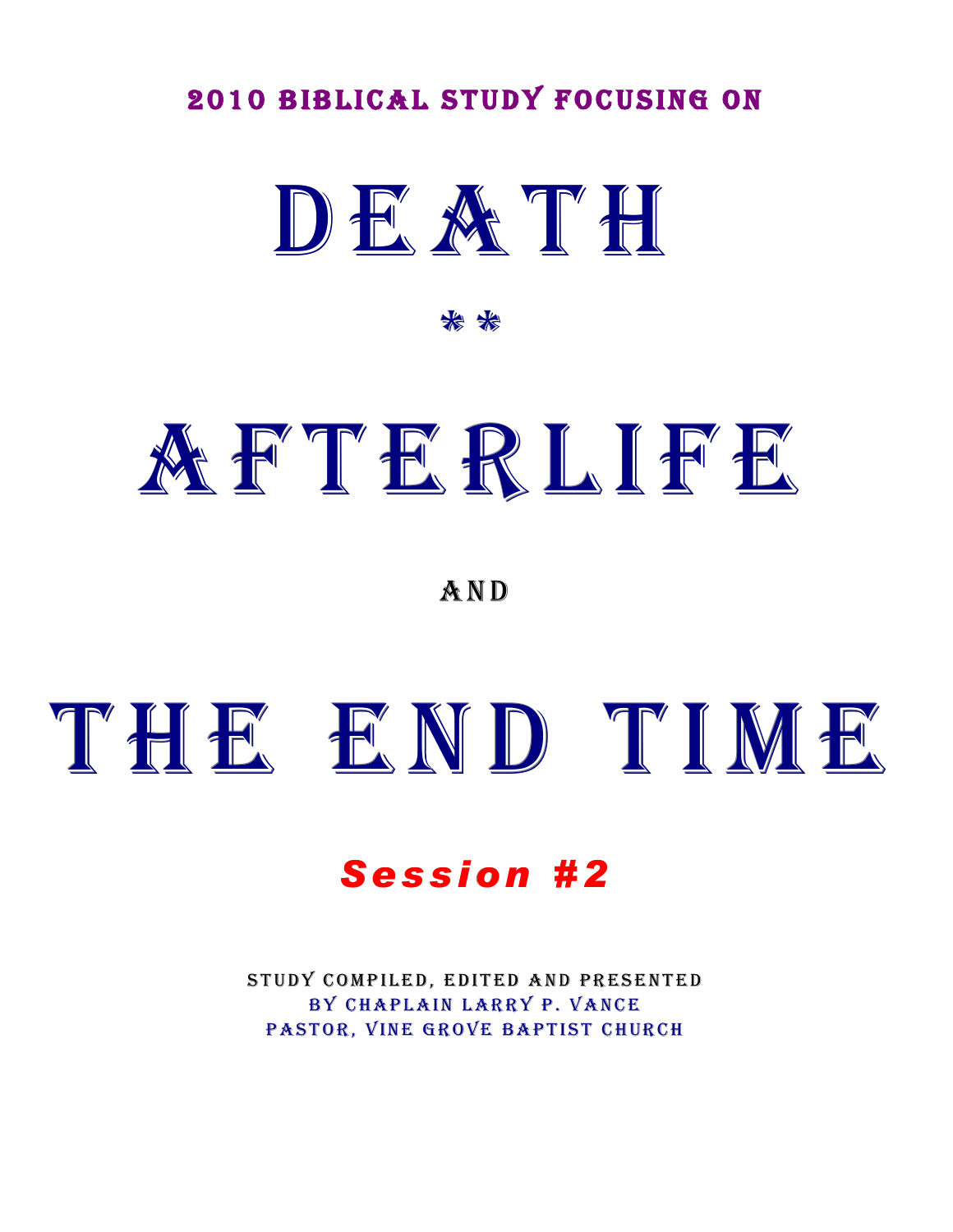2010 BIBLICAL STUDY FOCUSING ON

# DEATH

**

# AFTERLIFE

AND

# THE END TIME

## *Session #2*

STUDY COMPILED, EDITED AND PRESENTED
BY CHAPLAIN LARRY P. VANCE
PASTOR, VINE GROVE BAPTIST CHURCH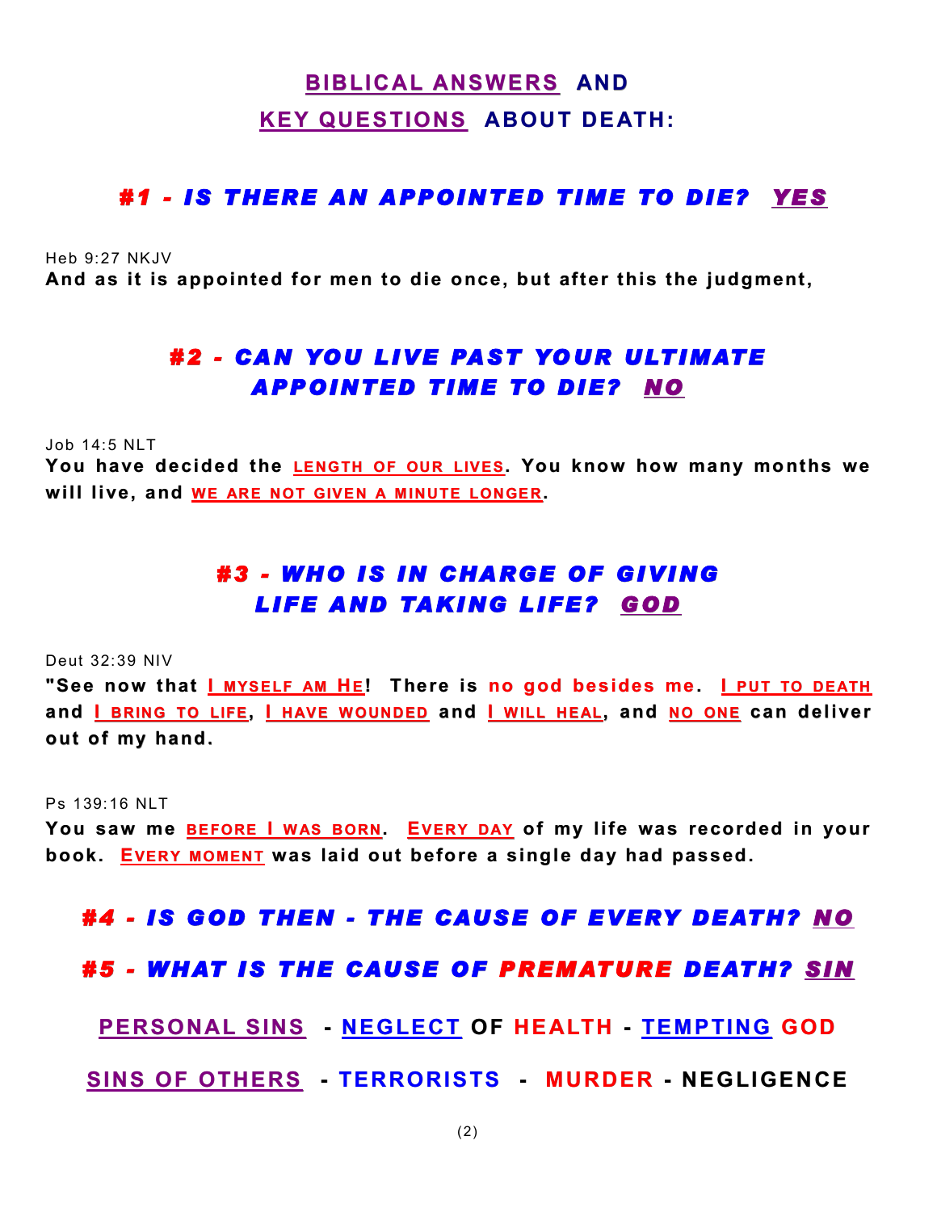## BIBLICAL ANSWERS AND KEY QUESTIONS ABOUT DEATH:

### *#1 - IS THERE AN APPOINTED TIME TO DIE? YES*

Heb 9:27 NKJV
**And as it is appointed for men to die once, but after this the judgment,**

### *#2 - CAN YOU LIVE PAST YOUR ULTIMATE APPOINTED TIME TO DIE? NO*

Job 14:5 NLT
**You have decided the LENGTH OF OUR LIVES. You know how many months we will live, and WE ARE NOT GIVEN A MINUTE LONGER.**

### *#3 - WHO IS IN CHARGE OF GIVING LIFE AND TAKING LIFE? GOD*

Deut 32:39 NIV
**"See now that I MYSELF AM HE! There is no god besides me. I PUT TO DEATH and I BRING TO LIFE, I HAVE WOUNDED and I WILL HEAL, and NO ONE can deliver out of my hand.**

Ps 139:16 NLT
**You saw me BEFORE I WAS BORN. EVERY DAY of my life was recorded in your book. EVERY MOMENT was laid out before a single day had passed.**

### *#4 - IS GOD THEN - THE CAUSE OF EVERY DEATH? NO*

### *#5 - WHAT IS THE CAUSE OF PREMATURE DEATH? SIN*

**PERSONAL SINS - NEGLECT OF HEALTH - TEMPTING GOD**

**SINS OF OTHERS - TERRORISTS - MURDER - NEGLIGENCE**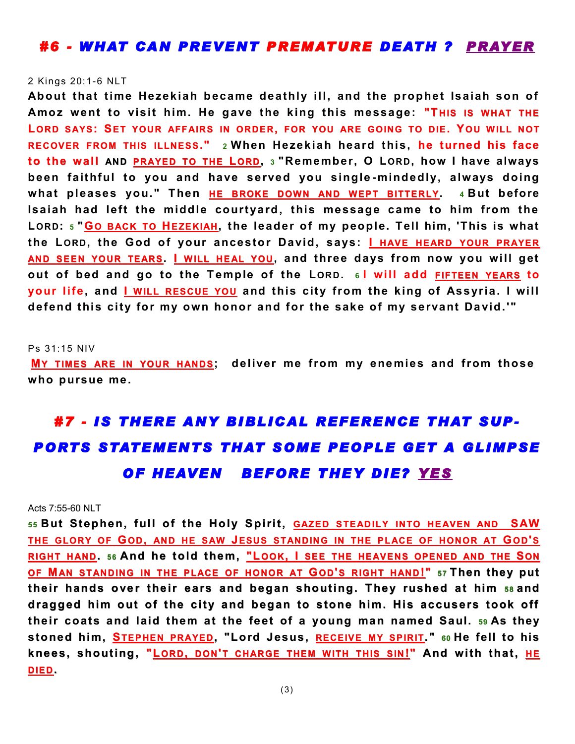## *#6 - WHAT CAN PREVENT PREMATURE DEATH ? PRAYER*

2 Kings 20:1-6 NLT

**About that time Hezekiah became deathly ill, and the prophet Isaiah son of Amoz went to visit him. He gave the king this message: "THIS IS WHAT THE LORD SAYS: SET YOUR AFFAIRS IN ORDER, FOR YOU ARE GOING TO DIE. YOU WILL NOT RECOVER FROM THIS ILLNESS." 2 When Hezekiah heard this, he turned his face to the wall AND PRAYED TO THE LORD, 3 "Remember, O LORD, how I have always been faithful to you and have served you single-mindedly, always doing what pleases you." Then HE BROKE DOWN AND WEPT BITTERLY. 4 But before Isaiah had left the middle courtyard, this message came to him from the LORD: 5 "GO BACK TO HEZEKIAH, the leader of my people. Tell him, 'This is what the LORD, the God of your ancestor David, says: I HAVE HEARD YOUR PRAYER AND SEEN YOUR TEARS. I WILL HEAL YOU, and three days from now you will get out of bed and go to the Temple of the LORD. 6 I will add FIFTEEN YEARS to your life, and I WILL RESCUE YOU and this city from the king of Assyria. I will defend this city for my own honor and for the sake of my servant David.'"**

Ps 31:15 NIV

**MY TIMES ARE IN YOUR HANDS; deliver me from my enemies and from those who pursue me.**

## *#7 - IS THERE ANY BIBLICAL REFERENCE THAT SUPPORTS STATEMENTS THAT SOME PEOPLE GET A GLIMPSE OF HEAVEN BEFORE THEY DIE? YES*

Acts 7:55-60 NLT

**55 But Stephen, full of the Holy Spirit, GAZED STEADILY INTO HEAVEN AND SAW THE GLORY OF GOD, AND HE SAW JESUS STANDING IN THE PLACE OF HONOR AT GOD'S RIGHT HAND. 56 And he told them, "LOOK, I SEE THE HEAVENS OPENED AND THE SON OF MAN STANDING IN THE PLACE OF HONOR AT GOD'S RIGHT HAND!" 57 Then they put their hands over their ears and began shouting. They rushed at him 58 and dragged him out of the city and began to stone him. His accusers took off their coats and laid them at the feet of a young man named Saul. 59 As they stoned him, STEPHEN PRAYED, "Lord Jesus, RECEIVE MY SPIRIT." 60 He fell to his knees, shouting, "LORD, DON'T CHARGE THEM WITH THIS SIN!" And with that, HE DIED.**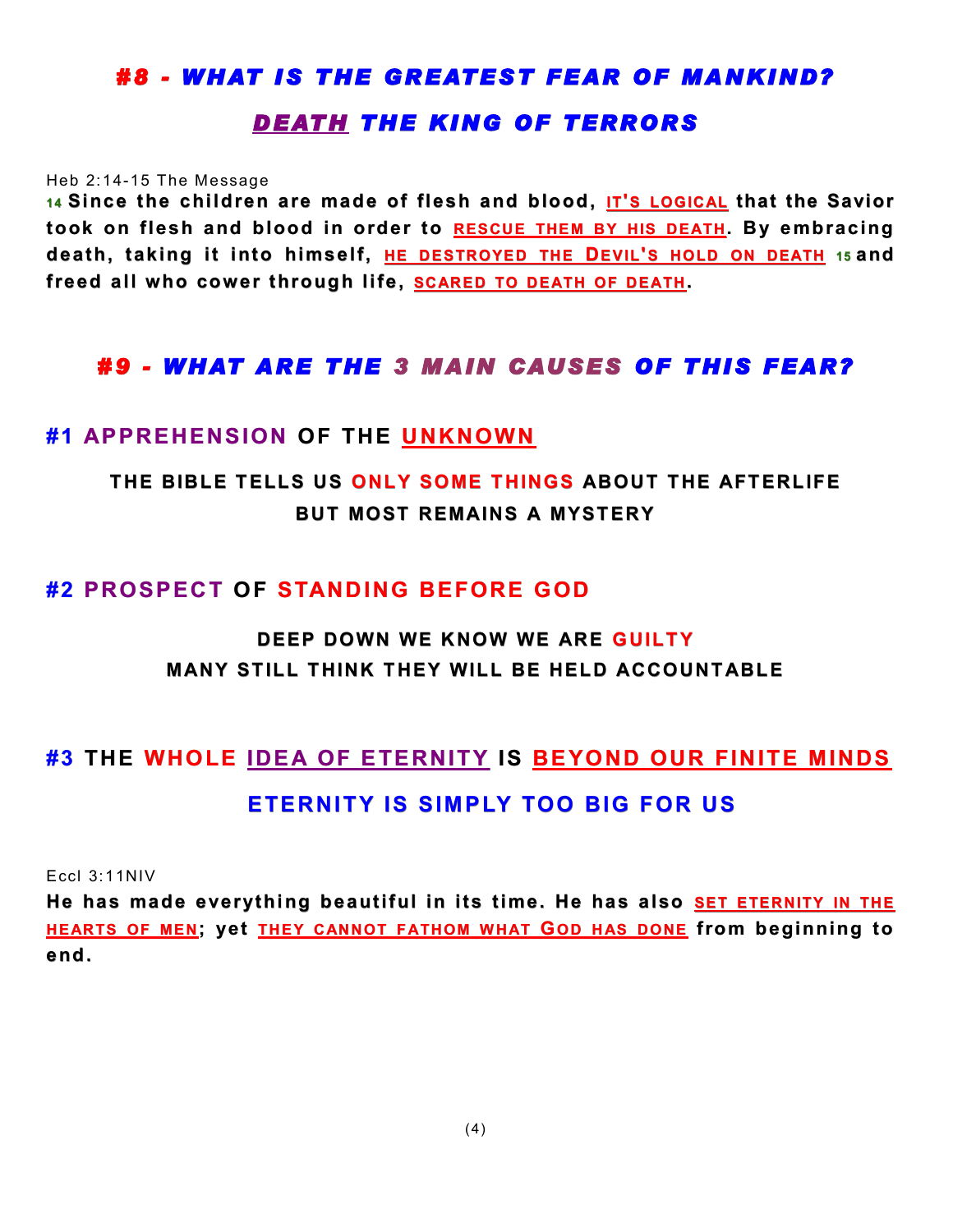## *#8 - WHAT IS THE GREATEST FEAR OF MANKIND?*

## *DEATH THE KING OF TERRORS*

Heb 2:14-15 The Message

**14 Since the children are made of flesh and blood, IT'S LOGICAL that the Savior took on flesh and blood in order to RESCUE THEM BY HIS DEATH. By embracing death, taking it into himself, HE DESTROYED THE DEVIL'S HOLD ON DEATH 15 and freed all who cower through life, SCARED TO DEATH OF DEATH.**

## *#9 - WHAT ARE THE 3 MAIN CAUSES OF THIS FEAR?*

### #1 APPREHENSION OF THE UNKNOWN

**THE BIBLE TELLS US ONLY SOME THINGS ABOUT THE AFTERLIFE**
**BUT MOST REMAINS A MYSTERY**

### #2 PROSPECT OF STANDING BEFORE GOD

**DEEP DOWN WE KNOW WE ARE GUILTY**
**MANY STILL THINK THEY WILL BE HELD ACCOUNTABLE**

### #3 THE WHOLE IDEA OF ETERNITY IS BEYOND OUR FINITE MINDS

**ETERNITY IS SIMPLY TOO BIG FOR US**

Eccl 3:11NIV

**He has made everything beautiful in its time. He has also SET ETERNITY IN THE HEARTS OF MEN; yet THEY CANNOT FATHOM WHAT GOD HAS DONE from beginning to end.**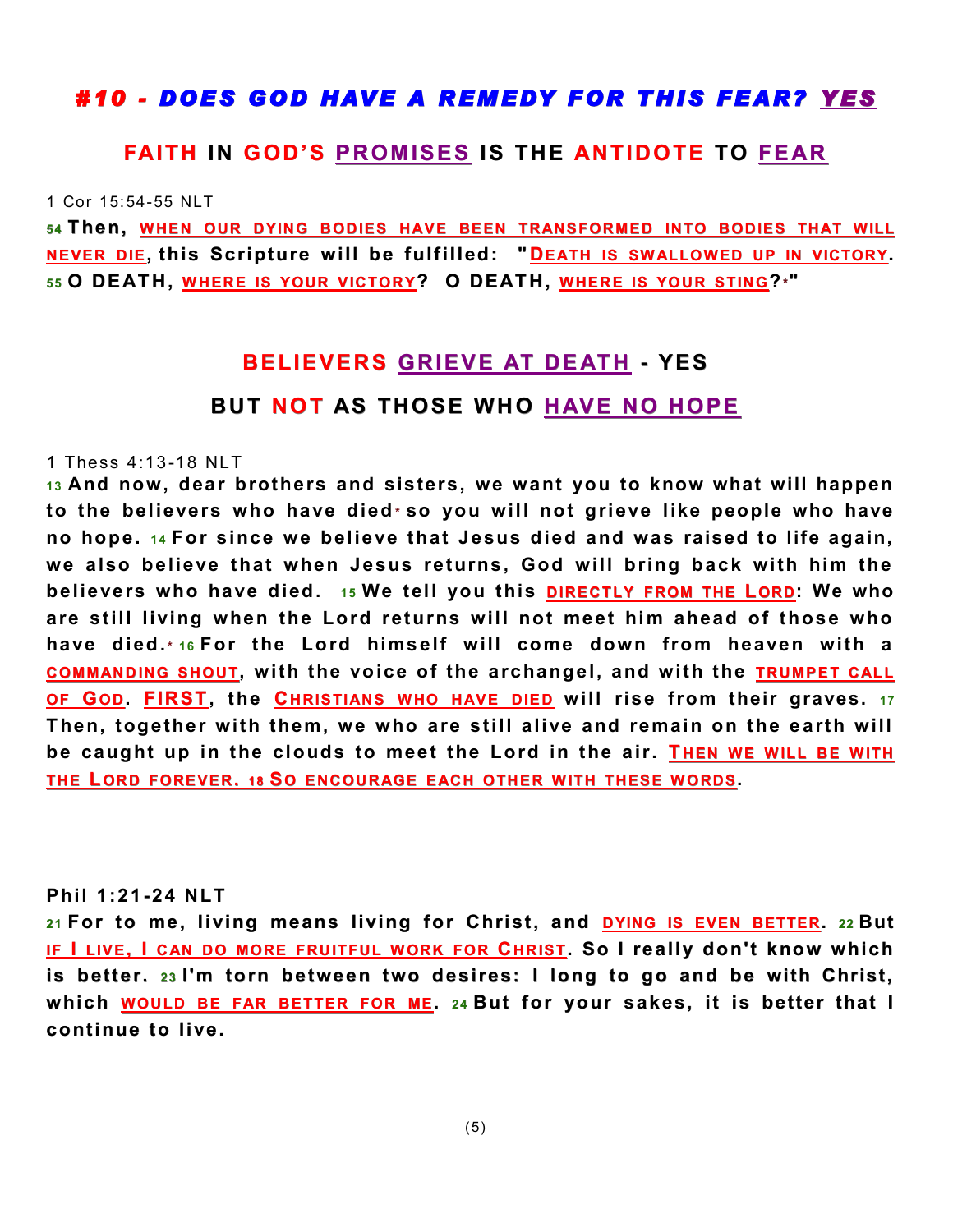## *#10 - DOES GOD HAVE A REMEDY FOR THIS FEAR? YES*

### FAITH IN GOD'S PROMISES IS THE ANTIDOTE TO FEAR

1 Cor 15:54-55 NLT

**54 Then, WHEN OUR DYING BODIES HAVE BEEN TRANSFORMED INTO BODIES THAT WILL NEVER DIE, this Scripture will be fulfilled: "DEATH IS SWALLOWED UP IN VICTORY. 55 O DEATH, WHERE IS YOUR VICTORY? O DEATH, WHERE IS YOUR STING?*"**

### BELIEVERS GRIEVE AT DEATH - YES

### BUT NOT AS THOSE WHO HAVE NO HOPE

1 Thess 4:13-18 NLT

**13 And now, dear brothers and sisters, we want you to know what will happen to the believers who have died* so you will not grieve like people who have no hope. 14 For since we believe that Jesus died and was raised to life again, we also believe that when Jesus returns, God will bring back with him the believers who have died. 15 We tell you this DIRECTLY FROM THE LORD: We who are still living when the Lord returns will not meet him ahead of those who have died.* 16 For the Lord himself will come down from heaven with a COMMANDING SHOUT, with the voice of the archangel, and with the TRUMPET CALL OF GOD. FIRST, the CHRISTIANS WHO HAVE DIED will rise from their graves. 17 Then, together with them, we who are still alive and remain on the earth will be caught up in the clouds to meet the Lord in the air. THEN WE WILL BE WITH THE LORD FOREVER. 18 SO ENCOURAGE EACH OTHER WITH THESE WORDS.**

**Phil 1:21-24 NLT**

**21 For to me, living means living for Christ, and DYING IS EVEN BETTER. 22 But IF I LIVE, I CAN DO MORE FRUITFUL WORK FOR CHRIST. So I really don't know which is better. 23 I'm torn between two desires: I long to go and be with Christ, which WOULD BE FAR BETTER FOR ME. 24 But for your sakes, it is better that I continue to live.**